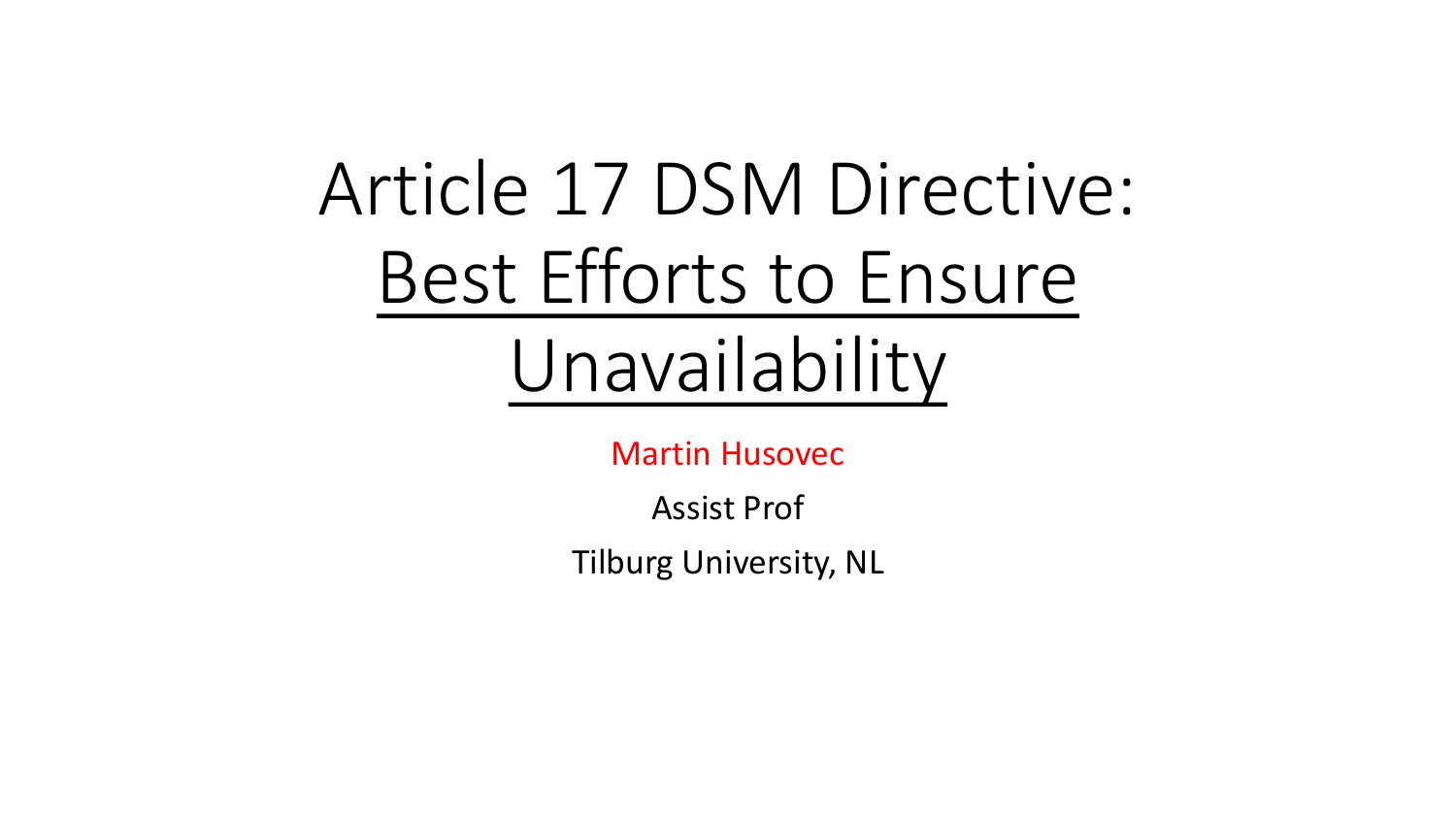# Article 17 DSM Directive: Best Efforts to Ensure Unavailability

Martin Husovec

Assist Prof

Tilburg University, NL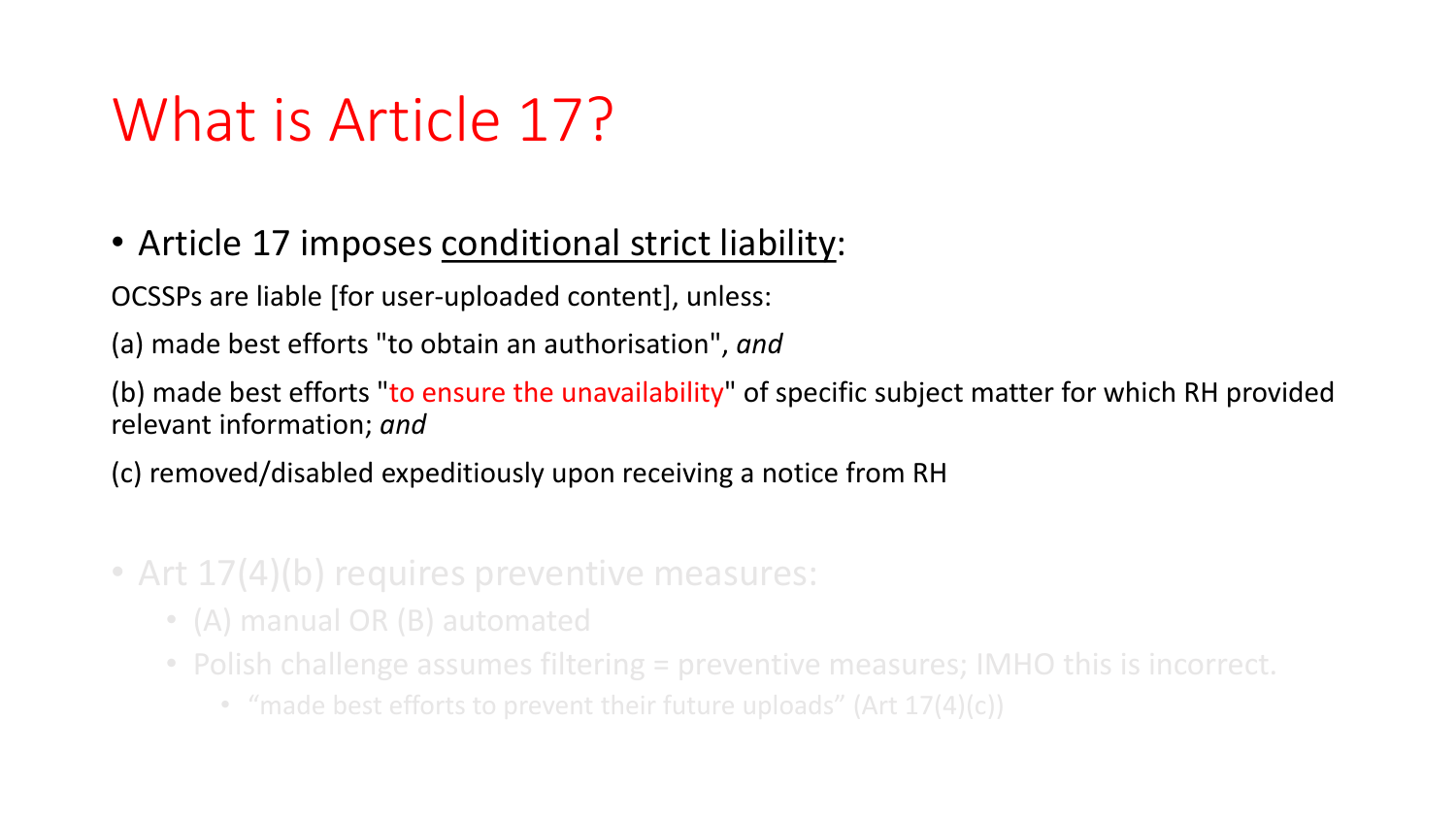# What is Article 17?

- Article 17 imposes <u>conditional strict liability</u>:

OCSSPs are liable [for user-uploaded content], unless:

(a) made best efforts "to obtain an authorisation", *and*

(b) made best efforts "to ensure the unavailability" of specific subject matter for which RH provided relevant information; *and*

(c) removed/disabled expeditiously upon receiving a notice from RH

- Art 17(4)(b) requires preventive measures:
  - (A) manual OR (B) automated
  - Polish challenge assumes filtering = preventive measures; IMHO this is incorrect.
    - "made best efforts to prevent their future uploads" (Art 17(4)(c))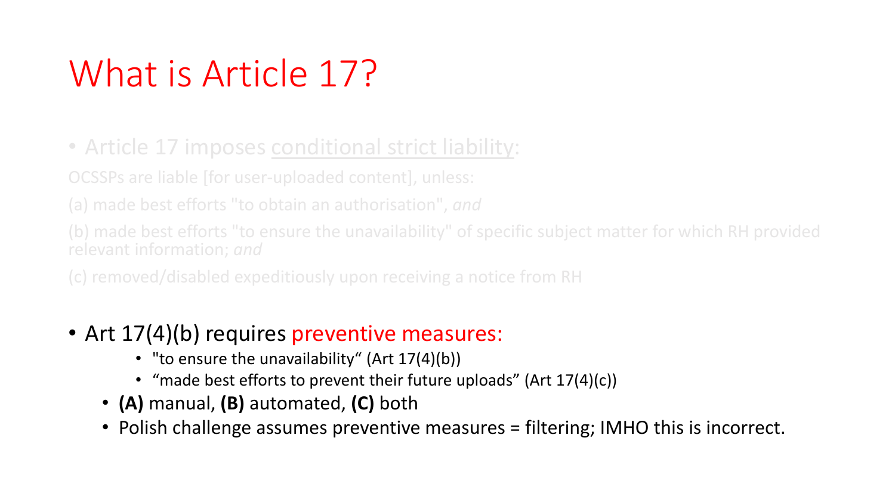# What is Article 17?

- Article 17 imposes conditional strict liability:

OCSSPs are liable [for user-uploaded content], unless:

(a) made best efforts "to obtain an authorisation", *and*

(b) made best efforts "to ensure the unavailability" of specific subject matter for which RH provided relevant information; *and*

(c) removed/disabled expeditiously upon receiving a notice from RH

- Art 17(4)(b) requires preventive measures:
    - "to ensure the unavailability" (Art 17(4)(b))
    - "made best efforts to prevent their future uploads" (Art 17(4)(c))
  - **(A)** manual, **(B)** automated, **(C)** both
  - Polish challenge assumes preventive measures = filtering; IMHO this is incorrect.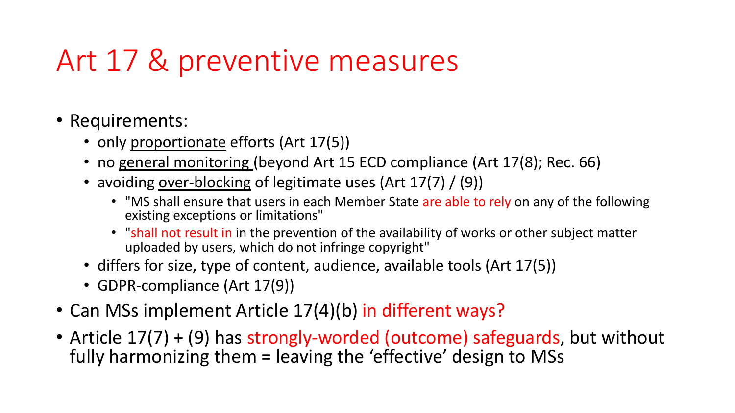# Art 17 & preventive measures

- Requirements:
  - only proportionate efforts (Art 17(5))
  - no general monitoring (beyond Art 15 ECD compliance (Art 17(8); Rec. 66)
  - avoiding over-blocking of legitimate uses (Art 17(7) / (9))
    - "MS shall ensure that users in each Member State are able to rely on any of the following existing exceptions or limitations"
    - "shall not result in in the prevention of the availability of works or other subject matter uploaded by users, which do not infringe copyright"
  - differs for size, type of content, audience, available tools (Art 17(5))
  - GDPR-compliance (Art 17(9))
- Can MSs implement Article 17(4)(b) in different ways?
- Article 17(7) + (9) has strongly-worded (outcome) safeguards, but without fully harmonizing them = leaving the 'effective' design to MSs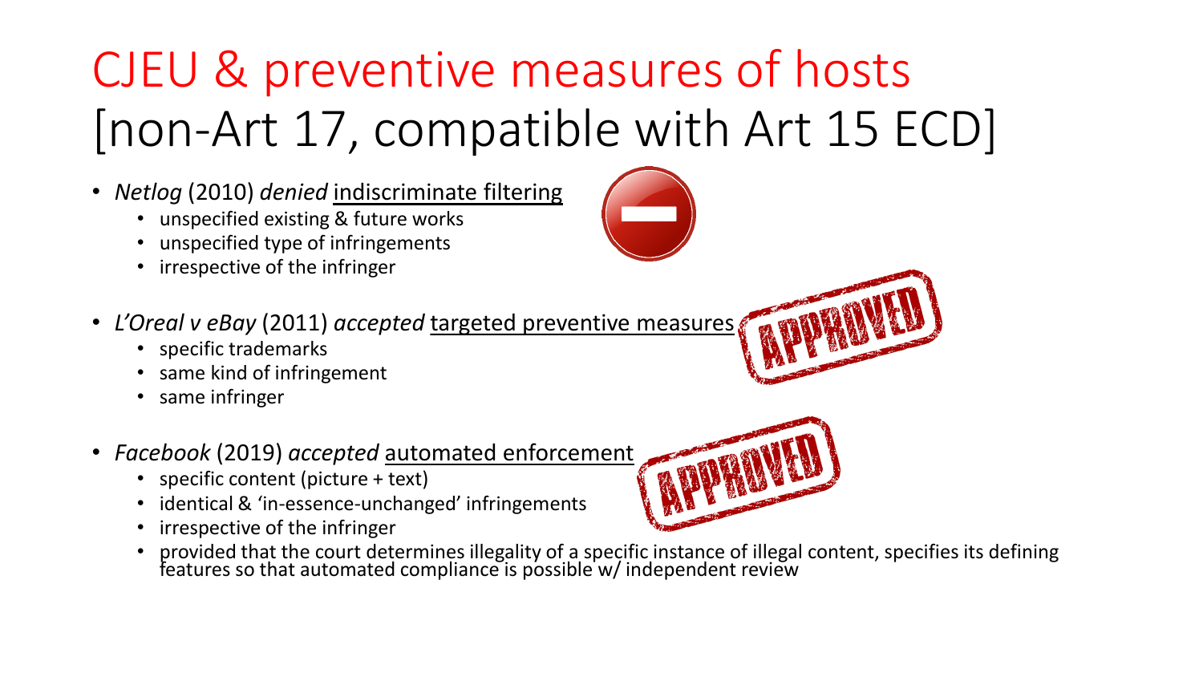# CJEU & preventive measures of hosts [non-Art 17, compatible with Art 15 ECD]

- *Netlog* (2010) *denied* indiscriminate filtering
  - unspecified existing & future works
  - unspecified type of infringements
  - irrespective of the infringer
- *L'Oreal v eBay* (2011) *accepted* targeted preventive measures
  - specific trademarks
  - same kind of infringement
  - same infringer
- *Facebook* (2019) *accepted* automated enforcement
  - specific content (picture + text)
  - identical & 'in-essence-unchanged' infringements
  - irrespective of the infringer
  - provided that the court determines illegality of a specific instance of illegal content, specifies its defining features so that automated compliance is possible w/ independent review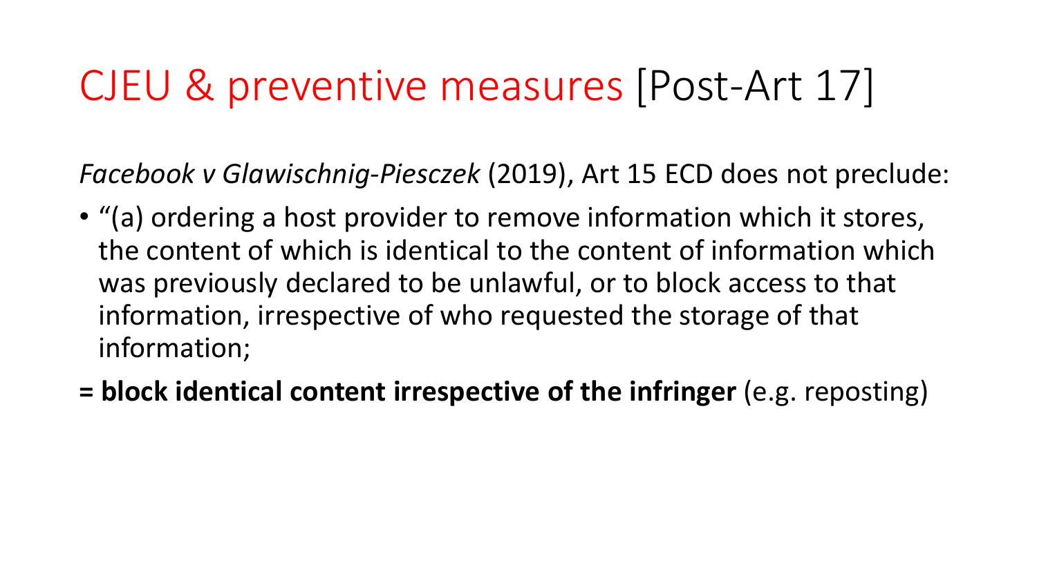# CJEU & preventive measures [Post-Art 17]

*Facebook v Glawischnig-Piesczek* (2019), Art 15 ECD does not preclude:

- "(a) ordering a host provider to remove information which it stores, the content of which is identical to the content of information which was previously declared to be unlawful, or to block access to that information, irrespective of who requested the storage of that information;

**= block identical content irrespective of the infringer** (e.g. reposting)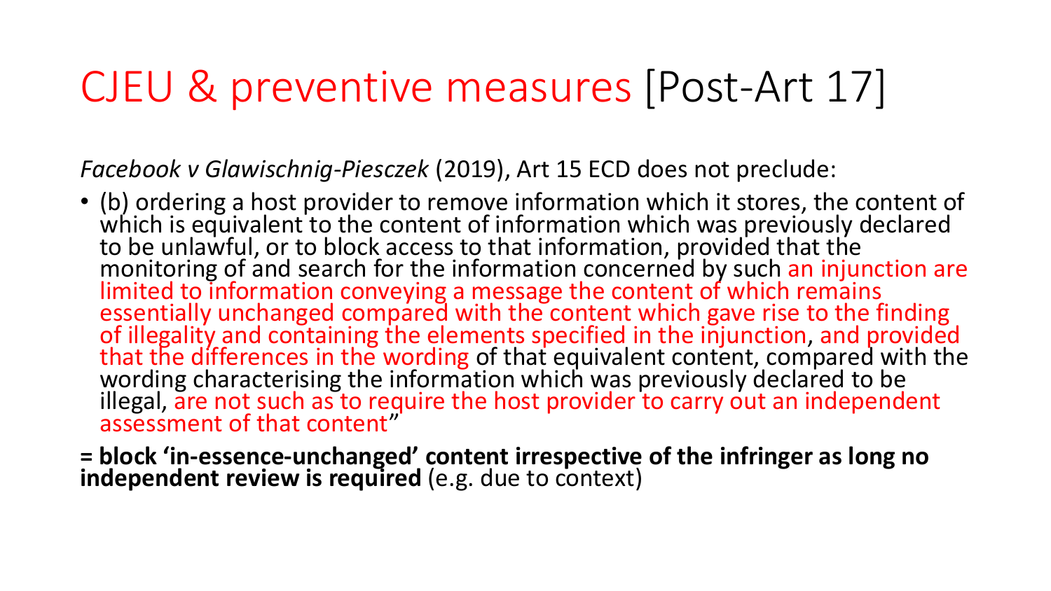# CJEU & preventive measures [Post-Art 17]

*Facebook v Glawischnig-Piesczek* (2019), Art 15 ECD does not preclude:

- (b) ordering a host provider to remove information which it stores, the content of which is equivalent to the content of information which was previously declared to be unlawful, or to block access to that information, provided that the monitoring of and search for the information concerned by such an injunction are limited to information conveying a message the content of which remains essentially unchanged compared with the content which gave rise to the finding of illegality and containing the elements specified in the injunction, and provided that the differences in the wording of that equivalent content, compared with the wording characterising the information which was previously declared to be illegal, are not such as to require the host provider to carry out an independent assessment of that content"

**= block 'in-essence-unchanged' content irrespective of the infringer as long no independent review is required** (e.g. due to context)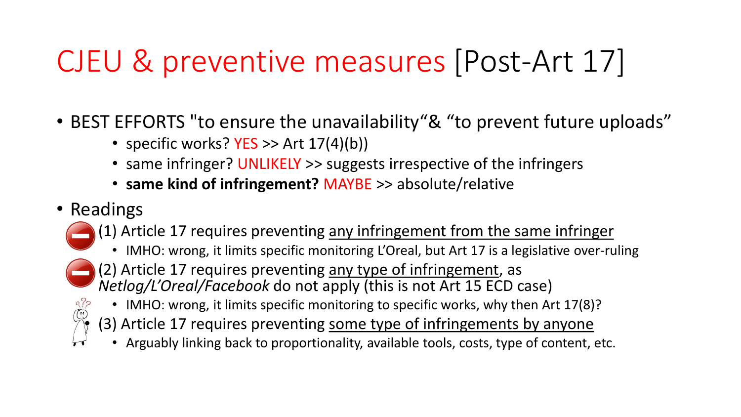# CJEU & preventive measures [Post-Art 17]

- BEST EFFORTS "to ensure the unavailability"& "to prevent future uploads"
  - specific works? YES >> Art 17(4)(b))
  - same infringer? UNLIKELY >> suggests irrespective of the infringers
  - **same kind of infringement? MAYBE** >> absolute/relative
- Readings
  - (1) Article 17 requires preventing <u>any infringement from the same infringer</u>
    - IMHO: wrong, it limits specific monitoring L'Oreal, but Art 17 is a legislative over-ruling
  - (2) Article 17 requires preventing <u>any type of infringement</u>, as *Netlog/L'Oreal/Facebook* do not apply (this is not Art 15 ECD case)
    - IMHO: wrong, it limits specific monitoring to specific works, why then Art 17(8)?
  - (3) Article 17 requires preventing <u>some type of infringements by anyone</u>
    - Arguably linking back to proportionality, available tools, costs, type of content, etc.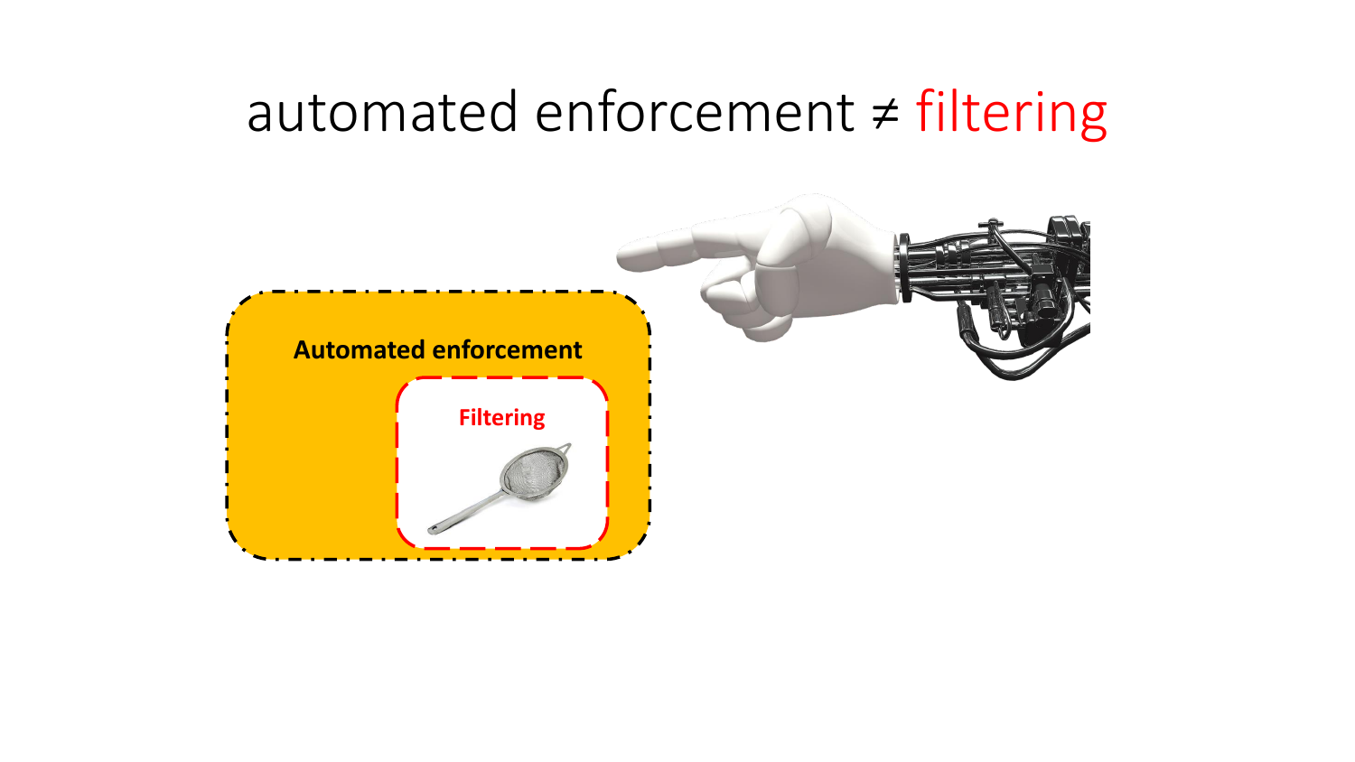# automated enforcement ≠ filtering

**Automated enforcement**

**Filtering**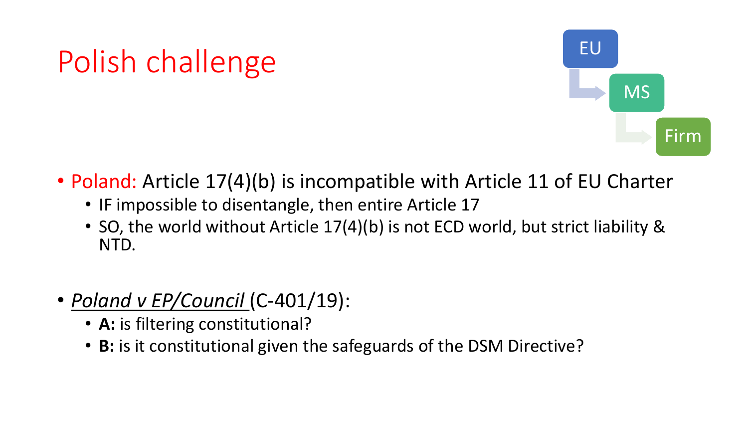# Polish challenge

EU → MS → Firm

- Poland: Article 17(4)(b) is incompatible with Article 11 of EU Charter
  - IF impossible to disentangle, then entire Article 17
  - SO, the world without Article 17(4)(b) is not ECD world, but strict liability & NTD.

- *Poland v EP/Council* (C-401/19):
  - **A:** is filtering constitutional?
  - **B:** is it constitutional given the safeguards of the DSM Directive?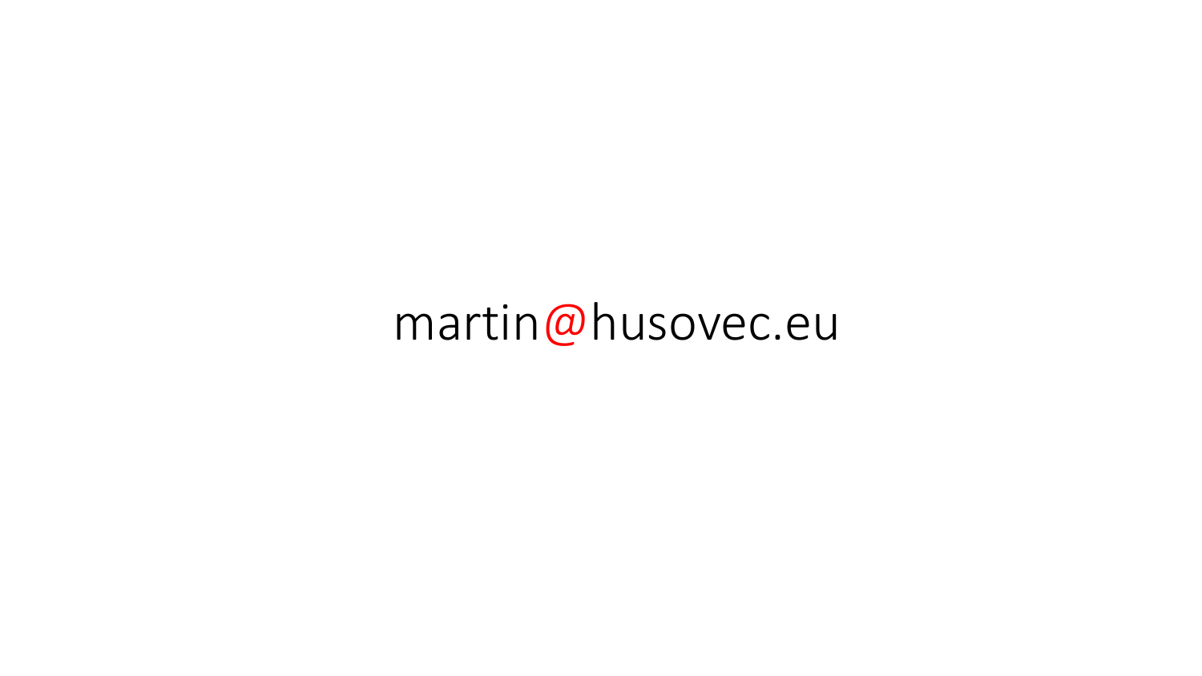martin@husovec.eu